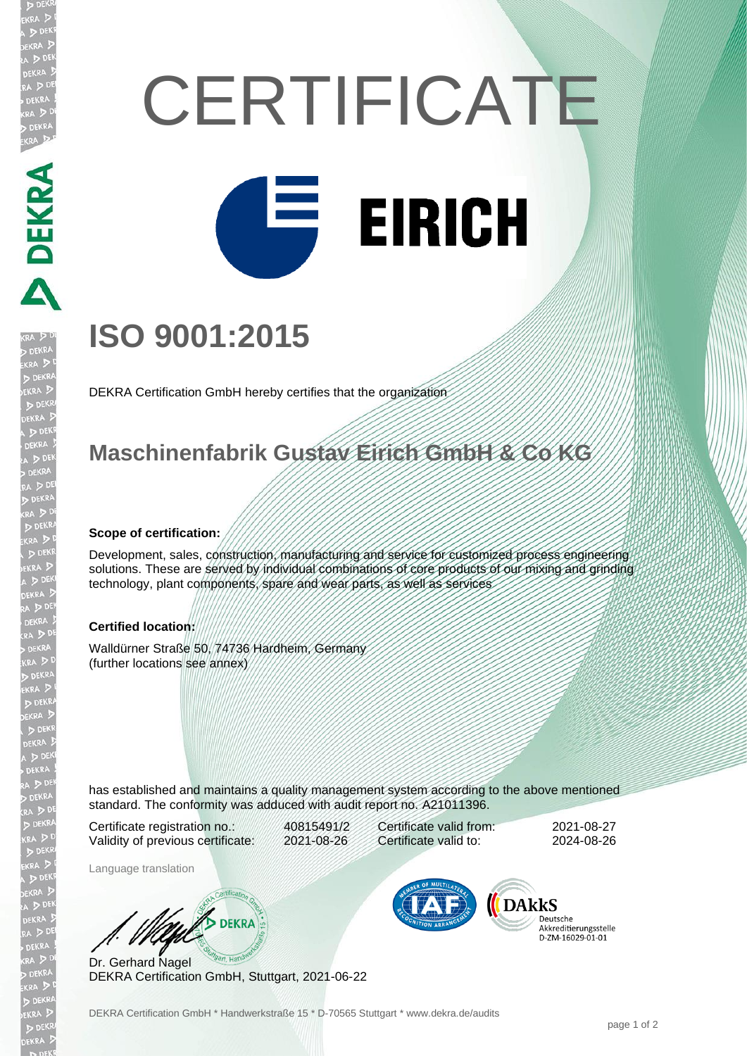# CERTIFICATE

EIRICH

## ISO 9001:2015

DEKRA Certification GmbH hereby certifies that the organization

## Maschinenfabrik Gustav Eirich GmbH & Co KG

**Scope of certification:**

Development, sales, construction, manufacturing and service for customized process engineering solutions. These are served by individual combinations of core products of our mixing and grinding technology, plant components, spare and wear parts, as well as services

**Certified location:**

Walldürner Straße 50, 74736 Hardheim, Germany
(further locations see annex)

has established and maintains a quality management system according to the above mentioned standard. The conformity was adduced with audit report no. A21011396.

| | | | |
|---|---|---|---|
| Certificate registration no.: | 40815491/2 | Certificate valid from: | 2021-08-27 |
| Validity of previous certificate: | 2021-08-26 | Certificate valid to: | 2024-08-26 |

Language translation

Dr. Gerhard Nagel
DEKRA Certification GmbH, Stuttgart, 2021-06-22

DAkkS Deutsche Akkreditierungsstelle D-ZM-16029-01-01

DEKRA Certification GmbH * Handwerkstraße 15 * D-70565 Stuttgart * www.dekra.de/audits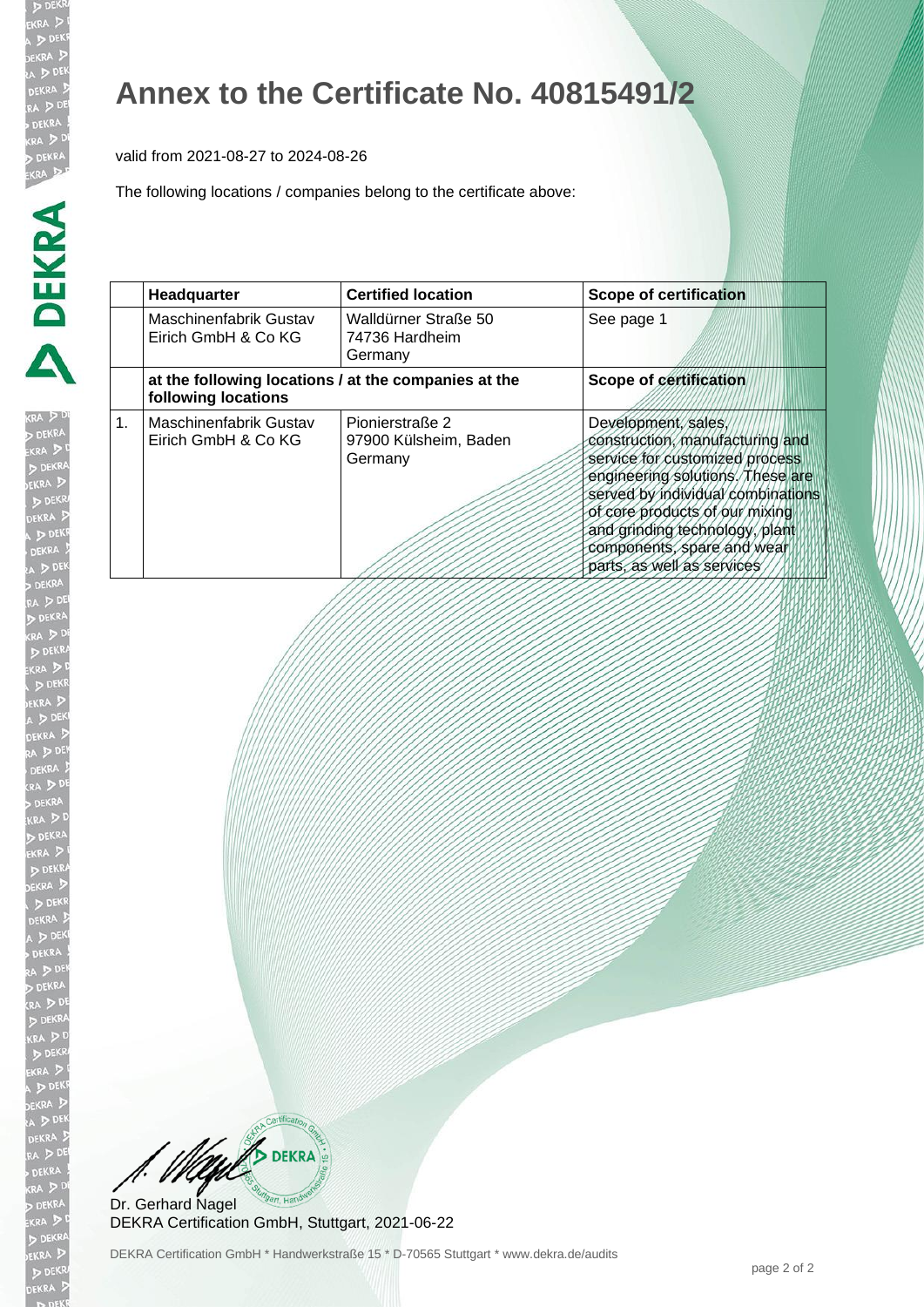# Annex to the Certificate No. 40815491/2

valid from 2021-08-27 to 2024-08-26

The following locations / companies belong to the certificate above:

| | Headquarter | Certified location | Scope of certification |
|---|---|---|---|
| | Maschinenfabrik Gustav Eirich GmbH & Co KG | Walldürner Straße 50<br>74736 Hardheim<br>Germany | See page 1 |
| | **at the following locations / at the companies at the following locations** | | **Scope of certification** |
| 1. | Maschinenfabrik Gustav Eirich GmbH & Co KG | Pionierstraße 2<br>97900 Külsheim, Baden<br>Germany | Development, sales, construction, manufacturing and service for customized process engineering solutions. These are served by individual combinations of core products of our mixing and grinding technology, plant components, spare and wear parts, as well as services |

Dr. Gerhard Nagel
DEKRA Certification GmbH, Stuttgart, 2021-06-22

DEKRA Certification GmbH * Handwerkstraße 15 * D-70565 Stuttgart * www.dekra.de/audits